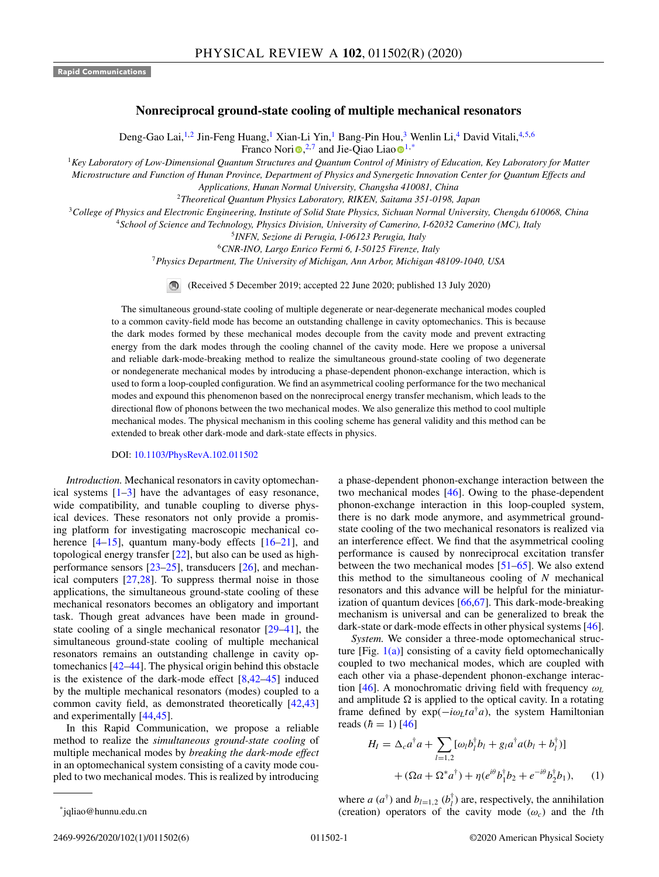Rapid Communications

# Nonreciprocal ground-state cooling of multiple mechanical resonators

Deng-Gao Lai,[1,2] Jin-Feng Huang,[1] Xian-Li Yin,[1] Bang-Pin Hou,[3] Wenlin Li,[4] David Vitali,[4,5,6] Franco Nori,[2,7] and Jie-Qiao Liao[1,*]

[1]Key Laboratory of Low-Dimensional Quantum Structures and Quantum Control of Ministry of Education, Key Laboratory for Matter Microstructure and Function of Hunan Province, Department of Physics and Synergetic Innovation Center for Quantum Effects and Applications, Hunan Normal University, Changsha 410081, China

[2]Theoretical Quantum Physics Laboratory, RIKEN, Saitama 351-0198, Japan

[3]College of Physics and Electronic Engineering, Institute of Solid State Physics, Sichuan Normal University, Chengdu 610068, China

[4]School of Science and Technology, Physics Division, University of Camerino, I-62032 Camerino (MC), Italy

[5]INFN, Sezione di Perugia, I-06123 Perugia, Italy

[6]CNR-INO, Largo Enrico Fermi 6, I-50125 Firenze, Italy

[7]Physics Department, The University of Michigan, Ann Arbor, Michigan 48109-1040, USA

(Received 5 December 2019; accepted 22 June 2020; published 13 July 2020)

The simultaneous ground-state cooling of multiple degenerate or near-degenerate mechanical modes coupled to a common cavity-field mode has become an outstanding challenge in cavity optomechanics. This is because the dark modes formed by these mechanical modes decouple from the cavity mode and prevent extracting energy from the dark modes through the cooling channel of the cavity mode. Here we propose a universal and reliable dark-mode-breaking method to realize the simultaneous ground-state cooling of two degenerate or nondegenerate mechanical modes by introducing a phase-dependent phonon-exchange interaction, which is used to form a loop-coupled configuration. We find an asymmetrical cooling performance for the two mechanical modes and expound this phenomenon based on the nonreciprocal energy transfer mechanism, which leads to the directional flow of phonons between the two mechanical modes. We also generalize this method to cool multiple mechanical modes. The physical mechanism in this cooling scheme has general validity and this method can be extended to break other dark-mode and dark-state effects in physics.

DOI: 10.1103/PhysRevA.102.011502

*Introduction.* Mechanical resonators in cavity optomechanical systems [1–3] have the advantages of easy resonance, wide compatibility, and tunable coupling to diverse physical devices. These resonators not only provide a promising platform for investigating macroscopic mechanical coherence [4–15], quantum many-body effects [16–21], and topological energy transfer [22], but also can be used as high-performance sensors [23–25], transducers [26], and mechanical computers [27,28]. To suppress thermal noise in those applications, the simultaneous ground-state cooling of these mechanical resonators becomes an obligatory and important task. Though great advances have been made in ground-state cooling of a single mechanical resonator [29–41], the simultaneous ground-state cooling of multiple mechanical resonators remains an outstanding challenge in cavity optomechanics [42–44]. The physical origin behind this obstacle is the existence of the dark-mode effect [8,42–45] induced by the multiple mechanical resonators (modes) coupled to a common cavity field, as demonstrated theoretically [42,43] and experimentally [44,45].

In this Rapid Communication, we propose a reliable method to realize the *simultaneous ground-state cooling* of multiple mechanical modes by *breaking the dark-mode effect* in an optomechanical system consisting of a cavity mode coupled to two mechanical modes. This is realized by introducing a phase-dependent phonon-exchange interaction between the two mechanical modes [46]. Owing to the phase-dependent phonon-exchange interaction in this loop-coupled system, there is no dark mode anymore, and asymmetrical ground-state cooling of the two mechanical resonators is realized via an interference effect. We find that the asymmetrical cooling performance is caused by nonreciprocal excitation transfer between the two mechanical modes [51–65]. We also extend this method to the simultaneous cooling of $N$ mechanical resonators and this advance will be helpful for the miniaturization of quantum devices [66,67]. This dark-mode-breaking mechanism is universal and can be generalized to break the dark-state or dark-mode effects in other physical systems [46].

*System.* We consider a three-mode optomechanical structure [Fig. 1(a)] consisting of a cavity field optomechanically coupled to two mechanical modes, which are coupled with each other via a phase-dependent phonon-exchange interaction [46]. A monochromatic driving field with frequency $\omega_L$ and amplitude $\Omega$ is applied to the optical cavity. In a rotating frame defined by $\exp(-i\omega_L t a^\dagger a)$, the system Hamiltonian reads ($\hbar = 1$) [46]

$$H_I = \Delta_c a^\dagger a + \sum_{l=1,2}[\omega_l b_l^\dagger b_l + g_l a^\dagger a(b_l + b_l^\dagger)] + (\Omega a + \Omega^* a^\dagger) + \eta(e^{i\theta} b_1^\dagger b_2 + e^{-i\theta} b_2^\dagger b_1), \quad (1)$$

where $a$ ($a^\dagger$) and $b_{l=1,2}$ ($b_l^\dagger$) are, respectively, the annihilation (creation) operators of the cavity mode ($\omega_c$) and the $l$th

*jqliao@hunnu.edu.cn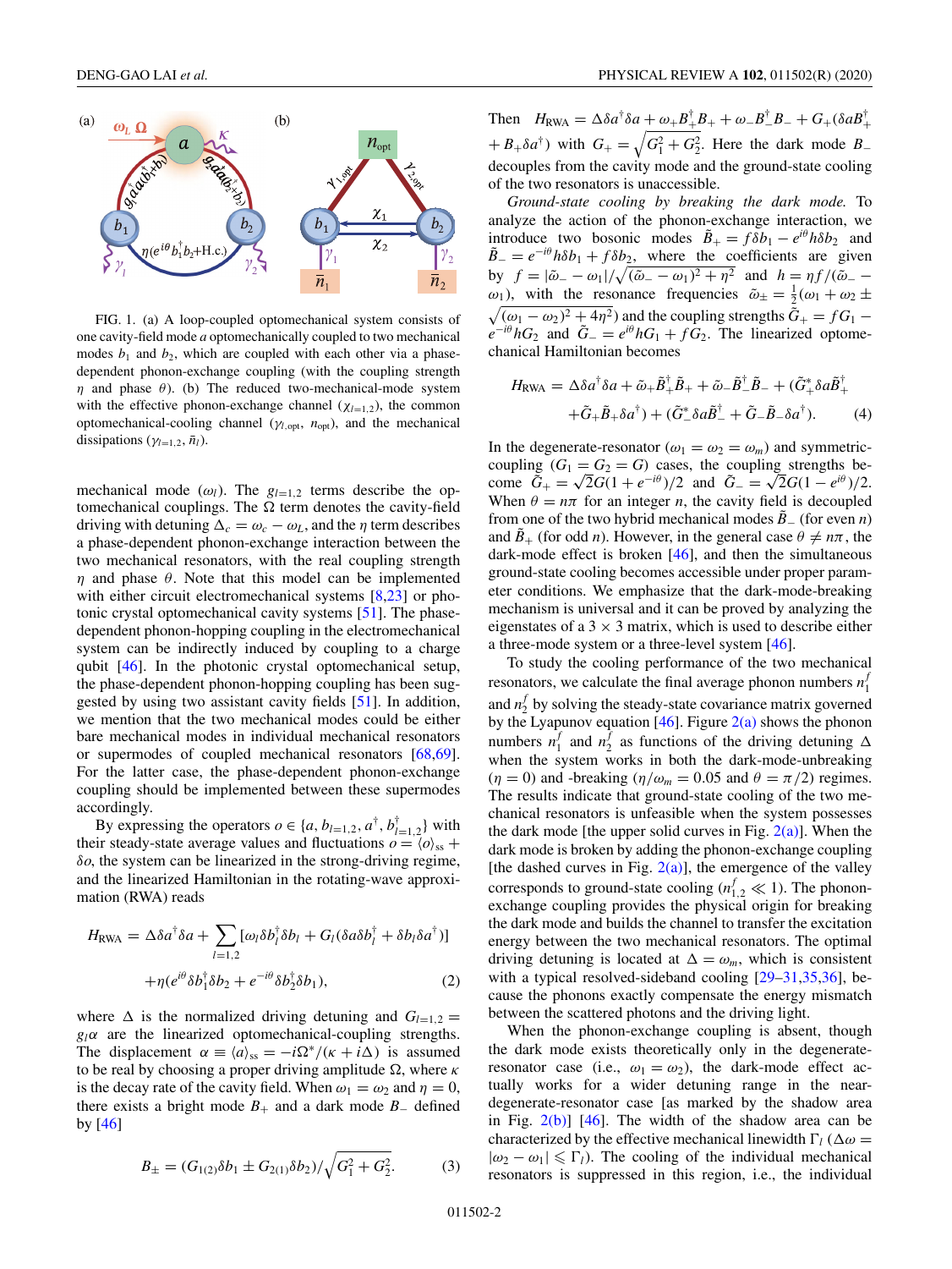FIG. 1. (a) A loop-coupled optomechanical system consists of one cavity-field mode $a$ optomechanically coupled to two mechanical modes $b_1$ and $b_2$, which are coupled with each other via a phase-dependent phonon-exchange coupling (with the coupling strength $\eta$ and phase $\theta$). (b) The reduced two-mechanical-mode system with the effective phonon-exchange channel ($\chi_{l=1,2}$), the common optomechanical-cooling channel ($\gamma_{l,\text{opt}}$, $n_{\text{opt}}$), and the mechanical dissipations ($\gamma_{l=1,2}$, $\bar{n}_l$).

mechanical mode ($\omega_l$). The $g_{l=1,2}$ terms describe the optomechanical couplings. The $\Omega$ term denotes the cavity-field driving with detuning $\Delta_c = \omega_c - \omega_L$, and the $\eta$ term describes a phase-dependent phonon-exchange interaction between the two mechanical resonators, with the real coupling strength $\eta$ and phase $\theta$. Note that this model can be implemented with either circuit electromechanical systems [8,23] or photonic crystal optomechanical cavity systems [51]. The phase-dependent phonon-hopping coupling in the electromechanical system can be indirectly induced by coupling to a charge qubit [46]. In the photonic crystal optomechanical setup, the phase-dependent phonon-hopping coupling has been suggested by using two assistant cavity fields [51]. In addition, we mention that the two mechanical modes could be either bare mechanical modes in individual mechanical resonators or supermodes of coupled mechanical resonators [68,69]. For the latter case, the phase-dependent phonon-exchange coupling should be implemented between these supermodes accordingly.

By expressing the operators $o \in \{a, b_{l=1,2}, a^\dagger, b^\dagger_{l=1,2}\}$ with their steady-state average values and fluctuations $o = \langle o\rangle_{\text{ss}} + \delta o$, the system can be linearized in the strong-driving regime, and the linearized Hamiltonian in the rotating-wave approximation (RWA) reads

$$H_{\text{RWA}} = \Delta\delta a^\dagger\delta a + \sum_{l=1,2}[\omega_l\delta b_l^\dagger\delta b_l + G_l(\delta a\delta b_l^\dagger + \delta b_l\delta a^\dagger)] + \eta(e^{i\theta}\delta b_1^\dagger\delta b_2 + e^{-i\theta}\delta b_2^\dagger\delta b_1), \tag{2}$$

where $\Delta$ is the normalized driving detuning and $G_{l=1,2} = g_l\alpha$ are the linearized optomechanical-coupling strengths. The displacement $\alpha \equiv \langle a\rangle_{\text{ss}} = -i\Omega^*/(\kappa + i\Delta)$ is assumed to be real by choosing a proper driving amplitude $\Omega$, where $\kappa$ is the decay rate of the cavity field. When $\omega_1 = \omega_2$ and $\eta = 0$, there exists a bright mode $B_+$ and a dark mode $B_-$ defined by [46]

$$B_\pm = (G_{1(2)}\delta b_1 \pm G_{2(1)}\delta b_2)/\sqrt{G_1^2 + G_2^2}. \tag{3}$$

Then $H_{\text{RWA}} = \Delta\delta a^\dagger\delta a + \omega_+ B_+^\dagger B_+ + \omega_- B_-^\dagger B_- + G_+(\delta aB_+^\dagger + B_+\delta a^\dagger)$ with $G_+ = \sqrt{G_1^2 + G_2^2}$. Here the dark mode $B_-$ decouples from the cavity mode and the ground-state cooling of the two resonators is unaccessible.

*Ground-state cooling by breaking the dark mode.* To analyze the action of the phonon-exchange interaction, we introduce two bosonic modes $\tilde{B}_+ = f\delta b_1 - e^{i\theta}h\delta b_2$ and $\tilde{B}_- = e^{-i\theta}h\delta b_1 + f\delta b_2$, where the coefficients are given by $f = |\tilde{\omega}_- - \omega_1|/\sqrt{(\tilde{\omega}_- - \omega_1)^2 + \eta^2}$ and $h = \eta f/(\tilde{\omega}_- - \omega_1)$, with the resonance frequencies $\tilde{\omega}_\pm = \frac{1}{2}(\omega_1 + \omega_2 \pm \sqrt{(\omega_1 - \omega_2)^2 + 4\eta^2})$ and the coupling strengths $\tilde{G}_+ = fG_1 - e^{-i\theta}hG_2$ and $\tilde{G}_- = e^{i\theta}hG_1 + fG_2$. The linearized optomechanical Hamiltonian becomes

$$H_{\text{RWA}} = \Delta\delta a^\dagger\delta a + \tilde{\omega}_+\tilde{B}_+^\dagger\tilde{B}_+ + \tilde{\omega}_-\tilde{B}_-^\dagger\tilde{B}_- + (\tilde{G}_+^*\delta a\tilde{B}_+^\dagger + \tilde{G}_+\tilde{B}_+\delta a^\dagger) + (\tilde{G}_-^*\delta a\tilde{B}_-^\dagger + \tilde{G}_-\tilde{B}_-\delta a^\dagger). \tag{4}$$

In the degenerate-resonator ($\omega_1 = \omega_2 = \omega_m$) and symmetric-coupling ($G_1 = G_2 = G$) cases, the coupling strengths become $\tilde{G}_+ = \sqrt{2}G(1 + e^{-i\theta})/2$ and $\tilde{G}_- = \sqrt{2}G(1 - e^{i\theta})/2$. When $\theta = n\pi$ for an integer $n$, the cavity field is decoupled from one of the two hybrid mechanical modes $\tilde{B}_-$ (for even $n$) and $\tilde{B}_+$ (for odd $n$). However, in the general case $\theta \neq n\pi$, the dark-mode effect is broken [46], and then the simultaneous ground-state cooling becomes accessible under proper parameter conditions. We emphasize that the dark-mode-breaking mechanism is universal and it can be proved by analyzing the eigenstates of a $3 \times 3$ matrix, which is used to describe either a three-mode system or a three-level system [46].

To study the cooling performance of the two mechanical resonators, we calculate the final average phonon numbers $n_1^f$ and $n_2^f$ by solving the steady-state covariance matrix governed by the Lyapunov equation [46]. Figure 2(a) shows the phonon numbers $n_1^f$ and $n_2^f$ as functions of the driving detuning $\Delta$ when the system works in both the dark-mode-unbreaking ($\eta = 0$) and -breaking ($\eta/\omega_m = 0.05$ and $\theta = \pi/2$) regimes. The results indicate that ground-state cooling of the two mechanical resonators is unfeasible when the system possesses the dark mode [the upper solid curves in Fig. 2(a)]. When the dark mode is broken by adding the phonon-exchange coupling [the dashed curves in Fig. 2(a)], the emergence of the valley corresponds to ground-state cooling ($n_{1,2}^f \ll 1$). The phonon-exchange coupling provides the physical origin for breaking the dark mode and builds the channel to transfer the excitation energy between the two mechanical resonators. The optimal driving detuning is located at $\Delta = \omega_m$, which is consistent with a typical resolved-sideband cooling [29–31,35,36], because the phonons exactly compensate the energy mismatch between the scattered photons and the driving light.

When the phonon-exchange coupling is absent, though the dark mode exists theoretically only in the degenerate-resonator case (i.e., $\omega_1 = \omega_2$), the dark-mode effect actually works for a wider detuning range in the near-degenerate-resonator case [as marked by the shadow area in Fig. 2(b)] [46]. The width of the shadow area can be characterized by the effective mechanical linewidth $\Gamma_l$ ($\Delta\omega = |\omega_2 - \omega_1| \leqslant \Gamma_l$). The cooling of the individual mechanical resonators is suppressed in this region, i.e., the individual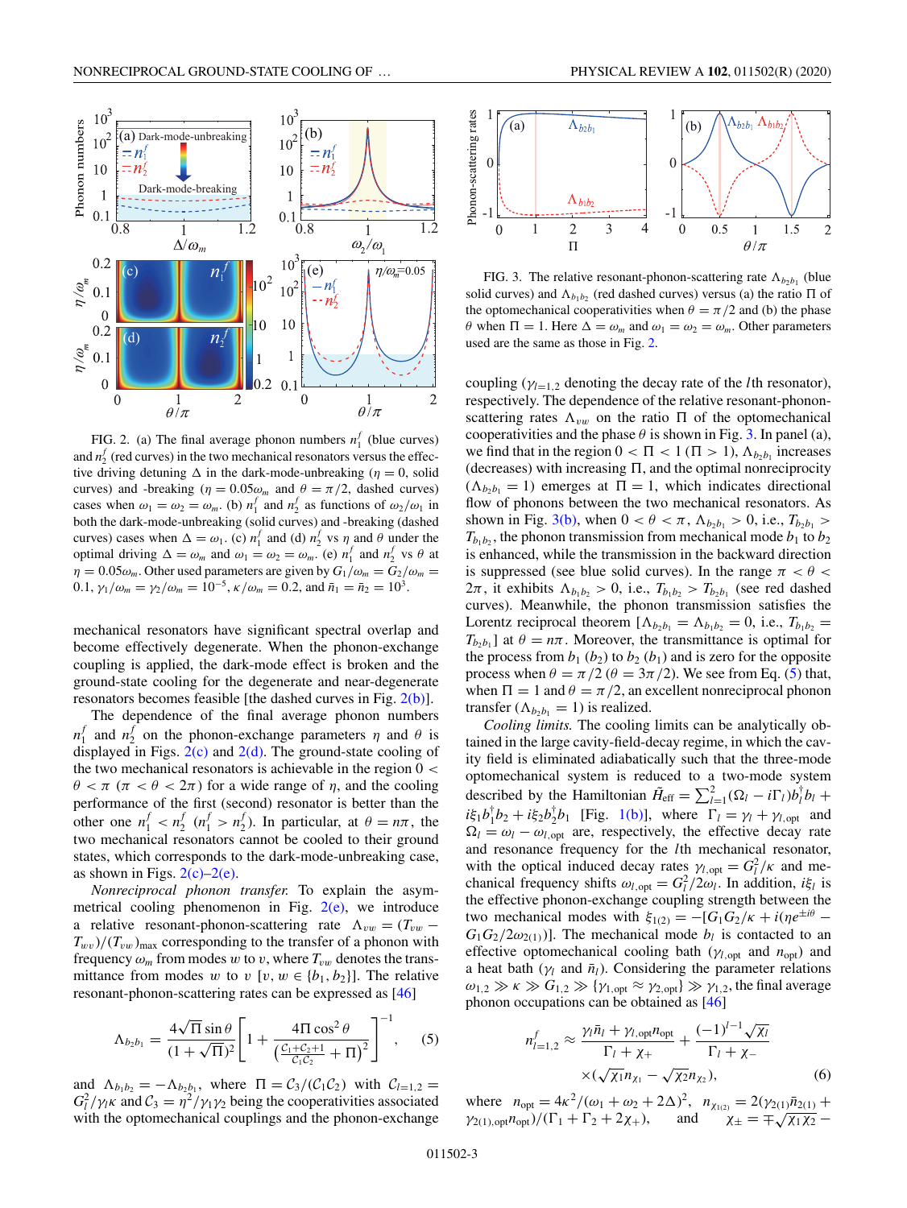FIG. 2. (a) The final average phonon numbers $n_1^f$ (blue curves) and $n_2^f$ (red curves) in the two mechanical resonators versus the effective driving detuning $\Delta$ in the dark-mode-unbreaking ($\eta = 0$, solid curves) and -breaking ($\eta = 0.05\omega_m$ and $\theta = \pi/2$, dashed curves) cases when $\omega_1 = \omega_2 = \omega_m$. (b) $n_1^f$ and $n_2^f$ as functions of $\omega_2/\omega_1$ in both the dark-mode-unbreaking (solid curves) and -breaking (dashed curves) cases when $\Delta = \omega_1$. (c) $n_1^f$ and (d) $n_2^f$ vs $\eta$ and $\theta$ under the optimal driving $\Delta = \omega_m$ and $\omega_1 = \omega_2 = \omega_m$. (e) $n_1^f$ and $n_2^f$ vs $\theta$ at $\eta = 0.05\omega_m$. Other used parameters are given by $G_1/\omega_m = G_2/\omega_m = 0.1$, $\gamma_1/\omega_m = \gamma_2/\omega_m = 10^{-5}$, $\kappa/\omega_m = 0.2$, and $\bar{n}_1 = \bar{n}_2 = 10^3$.

mechanical resonators have significant spectral overlap and become effectively degenerate. When the phonon-exchange coupling is applied, the dark-mode effect is broken and the ground-state cooling for the degenerate and near-degenerate resonators becomes feasible [the dashed curves in Fig. 2(b)].

The dependence of the final average phonon numbers $n_1^f$ and $n_2^f$ on the phonon-exchange parameters $\eta$ and $\theta$ is displayed in Figs. 2(c) and 2(d). The ground-state cooling of the two mechanical resonators is achievable in the region $0 < \theta < \pi$ ($\pi < \theta < 2\pi$) for a wide range of $\eta$, and the cooling performance of the first (second) resonator is better than the other one $n_1^f < n_2^f$ ($n_1^f > n_2^f$). In particular, at $\theta = n\pi$, the two mechanical resonators cannot be cooled to their ground states, which corresponds to the dark-mode-unbreaking case, as shown in Figs. 2(c)–2(e).

*Nonreciprocal phonon transfer.* To explain the asymmetrical cooling phenomenon in Fig. 2(e), we introduce a relative resonant-phonon-scattering rate $\Lambda_{vw} = (T_{vw} - T_{wv})/(T_{vw})_{\max}$ corresponding to the transfer of a phonon with frequency $\omega_m$ from modes $w$ to $v$, where $T_{vw}$ denotes the transmittance from modes $w$ to $v$ [$v, w \in \{b_1, b_2\}$]. The relative resonant-phonon-scattering rates can be expressed as [46]

$$\Lambda_{b_2b_1} = \frac{4\sqrt{\Pi}\sin\theta}{(1+\sqrt{\Pi})^2}\left[1 + \frac{4\Pi\cos^2\theta}{\left(\frac{\mathcal{C}_1+\mathcal{C}_2+1}{\mathcal{C}_1\mathcal{C}_2} + \Pi\right)^2}\right]^{-1}, \quad (5)$$

and $\Lambda_{b_1b_2} = -\Lambda_{b_2b_1}$, where $\Pi = \mathcal{C}_3/(\mathcal{C}_1\mathcal{C}_2)$ with $\mathcal{C}_{l=1,2} = G_l^2/\gamma_l\kappa$ and $\mathcal{C}_3 = \eta^2/\gamma_1\gamma_2$ being the cooperativities associated with the optomechanical couplings and the phonon-exchange coupling ($\gamma_{l=1,2}$ denoting the decay rate of the $l$th resonator), respectively. The dependence of the relative resonant-phonon-scattering rates $\Lambda_{vw}$ on the ratio $\Pi$ of the optomechanical cooperativities and the phase $\theta$ is shown in Fig. 3. In panel (a), we find that in the region $0 < \Pi < 1$ ($\Pi > 1$), $\Lambda_{b_2b_1}$ increases (decreases) with increasing $\Pi$, and the optimal nonreciprocity ($\Lambda_{b_2b_1} = 1$) emerges at $\Pi = 1$, which indicates directional flow of phonons between the two mechanical resonators. As shown in Fig. 3(b), when $0 < \theta < \pi$, $\Lambda_{b_2b_1} > 0$, i.e., $T_{b_2b_1} > T_{b_1b_2}$, the phonon transmission from mechanical mode $b_1$ to $b_2$ is enhanced, while the transmission in the backward direction is suppressed (see blue solid curves). In the range $\pi < \theta < 2\pi$, it exhibits $\Lambda_{b_1b_2} > 0$, i.e., $T_{b_1b_2} > T_{b_2b_1}$ (see red dashed curves). Meanwhile, the phonon transmission satisfies the Lorentz reciprocal theorem [$\Lambda_{b_2b_1} = \Lambda_{b_1b_2} = 0$, i.e., $T_{b_1b_2} = T_{b_2b_1}$] at $\theta = n\pi$. Moreover, the transmittance is optimal for the process from $b_1$ ($b_2$) to $b_2$ ($b_1$) and is zero for the opposite process when $\theta = \pi/2$ ($\theta = 3\pi/2$). We see from Eq. (5) that, when $\Pi = 1$ and $\theta = \pi/2$, an excellent nonreciprocal phonon transfer ($\Lambda_{b_2b_1} = 1$) is realized.

FIG. 3. The relative resonant-phonon-scattering rate $\Lambda_{b_2b_1}$ (blue solid curves) and $\Lambda_{b_1b_2}$ (red dashed curves) versus (a) the ratio $\Pi$ of the optomechanical cooperativities when $\theta = \pi/2$ and (b) the phase $\theta$ when $\Pi = 1$. Here $\Delta = \omega_m$ and $\omega_1 = \omega_2 = \omega_m$. Other parameters used are the same as those in Fig. 2.

*Cooling limits.* The cooling limits can be analytically obtained in the large cavity-field-decay regime, in which the cavity field is eliminated adiabatically such that the three-mode optomechanical system is reduced to a two-mode system described by the Hamiltonian $\tilde{H}_{\text{eff}} = \sum_{l=1}^{2}(\Omega_l - i\Gamma_l)b_l^\dagger b_l + i\xi_1 b_1^\dagger b_2 + i\xi_2 b_2^\dagger b_1$ [Fig. 1(b)], where $\Gamma_l = \gamma_l + \gamma_{l,\text{opt}}$ and $\Omega_l = \omega_l - \omega_{l,\text{opt}}$ are, respectively, the effective decay rate and resonance frequency for the $l$th mechanical resonator, with the optical induced decay rates $\gamma_{l,\text{opt}} = G_l^2/\kappa$ and mechanical frequency shifts $\omega_{l,\text{opt}} = G_l^2/2\omega_l$. In addition, $i\xi_l$ is the effective phonon-exchange coupling strength between the two mechanical modes with $\xi_{1(2)} = -[G_1G_2/\kappa + i(\eta e^{\pm i\theta} - G_1G_2/2\omega_{2(1)})]$. The mechanical mode $b_l$ is contacted to an effective optomechanical cooling bath ($\gamma_{l,\text{opt}}$ and $n_{\text{opt}}$) and a heat bath ($\gamma_l$ and $\bar{n}_l$). Considering the parameter relations $\omega_{1,2} \gg \kappa \gg G_{1,2} \gg \{\gamma_{1,\text{opt}} \approx \gamma_{2,\text{opt}}\} \gg \gamma_{1,2}$, the final average phonon occupations can be obtained as [46]

$$n_{l=1,2}^f \approx \frac{\gamma_l\bar{n}_l + \gamma_{l,\text{opt}}n_{\text{opt}}}{\Gamma_l + \chi_+} + \frac{(-1)^{l-1}\sqrt{\chi_l}}{\Gamma_l + \chi_-} \times(\sqrt{\chi_1}n_{\chi_1} - \sqrt{\chi_2}n_{\chi_2}), \quad (6)$$

where $n_{\text{opt}} = 4\kappa^2/(\omega_1 + \omega_2 + 2\Delta)^2$, $n_{\chi_{1(2)}} = 2(\gamma_{2(1)}\bar{n}_{2(1)} + \gamma_{2(1),\text{opt}}n_{\text{opt}})/(\Gamma_1 + \Gamma_2 + 2\chi_+)$, and $\chi_\pm = \mp\sqrt{\chi_1\chi_2} -$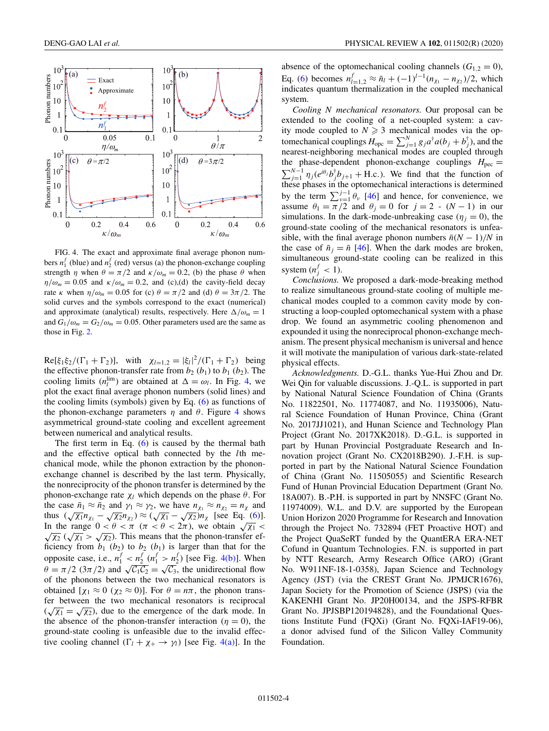FIG. 4. The exact and approximate final average phonon numbers $n_1^f$ (blue) and $n_2^f$ (red) versus (a) the phonon-exchange coupling strength $\eta$ when $\theta = \pi/2$ and $\kappa/\omega_m = 0.2$, (b) the phase $\theta$ when $\eta/\omega_m = 0.05$ and $\kappa/\omega_m = 0.2$, and (c),(d) the cavity-field decay rate $\kappa$ when $\eta/\omega_m = 0.05$ for (c) $\theta = \pi/2$ and (d) $\theta = 3\pi/2$. The solid curves and the symbols correspond to the exact (numerical) and approximate (analytical) results, respectively. Here $\Delta/\omega_m = 1$ and $G_1/\omega_m = G_2/\omega_m = 0.05$. Other parameters used are the same as those in Fig. 2.

$\text{Re}[\xi_1\xi_2/(\Gamma_1 + \Gamma_2)]$, with $\chi_{l=1,2} = |\xi_l|^2/(\Gamma_1 + \Gamma_2)$ being the effective phonon-transfer rate from $b_2$ ($b_1$) to $b_1$ ($b_2$). The cooling limits ($n_l^{\text{lim}}$) are obtained at $\Delta = \omega_l$. In Fig. 4, we plot the exact final average phonon numbers (solid lines) and the cooling limits (symbols) given by Eq. (6) as functions of the phonon-exchange parameters $\eta$ and $\theta$. Figure 4 shows asymmetrical ground-state cooling and excellent agreement between numerical and analytical results.

The first term in Eq. (6) is caused by the thermal bath and the effective optical bath connected by the $l$th mechanical mode, while the phonon extraction by the phonon-exchange channel is described by the last term. Physically, the nonreciprocity of the phonon transfer is determined by the phonon-exchange rate $\chi_l$ which depends on the phase $\theta$. For the case $\bar{n}_1 \approx \bar{n}_2$ and $\gamma_1 \approx \gamma_2$, we have $n_{\chi_1} \approx n_{\chi_2} = n_\chi$ and thus $(\sqrt{\chi_1} n_{\chi_1} - \sqrt{\chi_2} n_{\chi_2}) \approx (\sqrt{\chi_1} - \sqrt{\chi_2}) n_\chi$ [see Eq. (6)]. In the range $0 < \theta < \pi$ ($\pi < \theta < 2\pi$), we obtain $\sqrt{\chi_1} < \sqrt{\chi_2}$ ($\sqrt{\chi_1} > \sqrt{\chi_2}$). This means that the phonon-transfer efficiency from $b_1$ ($b_2$) to $b_2$ ($b_1$) is larger than that for the opposite case, i.e., $n_1^f < n_2^f$ ($n_1^f > n_2^f$) [see Fig. 4(b)]. When $\theta = \pi/2$ ($3\pi/2$) and $\sqrt{\mathcal{C}_1\mathcal{C}_2} = \sqrt{\mathcal{C}_3}$, the unidirectional flow of the phonons between the two mechanical resonators is obtained [$\chi_1 \approx 0$ ($\chi_2 \approx 0$)]. For $\theta = n\pi$, the phonon transfer between the two mechanical resonators is reciprocal ($\sqrt{\chi_1} = \sqrt{\chi_2}$), due to the emergence of the dark mode. In the absence of the phonon-transfer interaction ($\eta = 0$), the ground-state cooling is unfeasible due to the invalid effective cooling channel ($\Gamma_l + \chi_+ \to \gamma_l$) [see Fig. 4(a)]. In the absence of the optomechanical cooling channels ($G_{1,2} = 0$), Eq. (6) becomes $n_{l=1,2}^f \approx \bar{n}_l + (-1)^{l-1}(n_{\chi_1} - n_{\chi_2})/2$, which indicates quantum thermalization in the coupled mechanical system.

*Cooling N mechanical resonators.* Our proposal can be extended to the cooling of a net-coupled system: a cavity mode coupled to $N \geqslant 3$ mechanical modes via the optomechanical couplings $H_{\text{opc}} = \sum_{j=1}^N g_j a^\dagger a(b_j + b_j^\dagger)$, and the nearest-neighboring mechanical modes are coupled through the phase-dependent phonon-exchange couplings $H_{\text{pec}} = \sum_{j=1}^{N-1} \eta_j (e^{i\theta_j} b_j^\dagger b_{j+1} + \text{H.c.})$. We find that the function of these phases in the optomechanical interactions is determined by the term $\sum_{v=1}^{j-1} \theta_v$ [46] and hence, for convenience, we assume $\theta_1 = \pi/2$ and $\theta_j = 0$ for $j = 2$ - $(N-1)$ in our simulations. In the dark-mode-unbreaking case ($\eta_j = 0$), the ground-state cooling of the mechanical resonators is unfeasible, with the final average phonon numbers $\bar{n}(N-1)/N$ in the case of $\bar{n}_j = \bar{n}$ [46]. When the dark modes are broken, simultaneous ground-state cooling can be realized in this system ($n_j^f < 1$).

*Conclusions.* We proposed a dark-mode-breaking method to realize simultaneous ground-state cooling of multiple mechanical modes coupled to a common cavity mode by constructing a loop-coupled optomechanical system with a phase drop. We found an asymmetric cooling phenomenon and expounded it using the nonreciprocal phonon-exchange mechanism. The present physical mechanism is universal and hence it will motivate the manipulation of various dark-state-related physical effects.

*Acknowledgments.* D.-G.L. thanks Yue-Hui Zhou and Dr. Wei Qin for valuable discussions. J.-Q.L. is supported in part by National Natural Science Foundation of China (Grants No. 11822501, No. 11774087, and No. 11935006), Natural Science Foundation of Hunan Province, China (Grant No. 2017JJ1021), and Hunan Science and Technology Plan Project (Grant No. 2017XK2018). D.-G.L. is supported in part by Hunan Provincial Postgraduate Research and Innovation project (Grant No. CX2018B290). J.-F.H. is supported in part by the National Natural Science Foundation of China (Grant No. 11505055) and Scientific Research Fund of Hunan Provincial Education Department (Grant No. 18A007). B.-P.H. is supported in part by NNSFC (Grant No. 11974009). W.L. and D.V. are supported by the European Union Horizon 2020 Programme for Research and Innovation through the Project No. 732894 (FET Proactive HOT) and the Project QuaSeRT funded by the QuantERA ERA-NET Cofund in Quantum Technologies. F.N. is supported in part by NTT Research, Army Research Office (ARO) (Grant No. W911NF-18-1-0358), Japan Science and Technology Agency (JST) (via the CREST Grant No. JPMJCR1676), Japan Society for the Promotion of Science (JSPS) (via the KAKENHI Grant No. JP20H00134, and the JSPS-RFBR Grant No. JPJSBP120194828), and the Foundational Questions Institute Fund (FQXi) (Grant No. FQXi-IAF19-06), a donor advised fund of the Silicon Valley Community Foundation.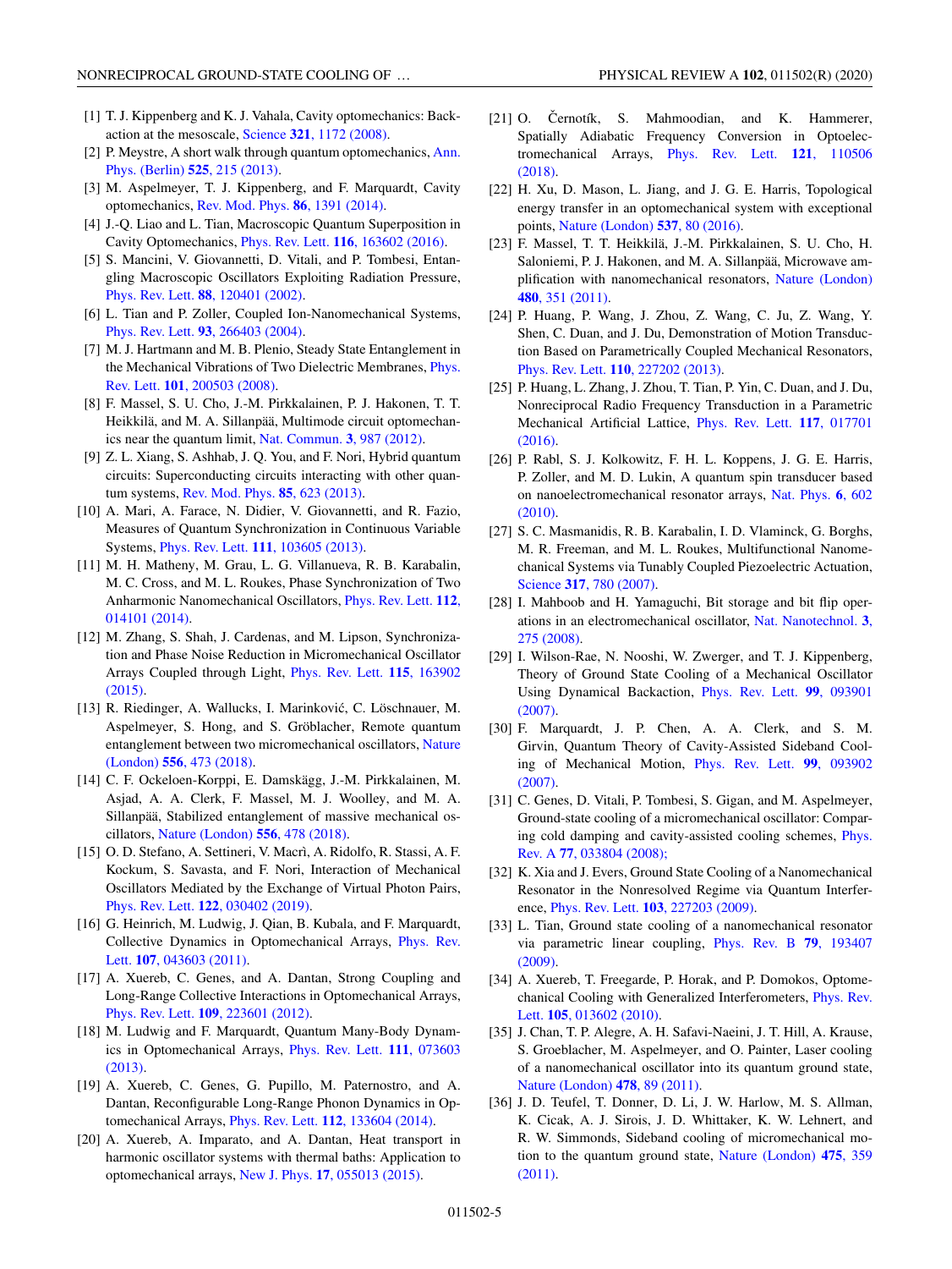[1] T. J. Kippenberg and K. J. Vahala, Cavity optomechanics: Back-action at the mesoscale, Science **321**, 1172 (2008).

[2] P. Meystre, A short walk through quantum optomechanics, Ann. Phys. (Berlin) **525**, 215 (2013).

[3] M. Aspelmeyer, T. J. Kippenberg, and F. Marquardt, Cavity optomechanics, Rev. Mod. Phys. **86**, 1391 (2014).

[4] J.-Q. Liao and L. Tian, Macroscopic Quantum Superposition in Cavity Optomechanics, Phys. Rev. Lett. **116**, 163602 (2016).

[5] S. Mancini, V. Giovannetti, D. Vitali, and P. Tombesi, Entangling Macroscopic Oscillators Exploiting Radiation Pressure, Phys. Rev. Lett. **88**, 120401 (2002).

[6] L. Tian and P. Zoller, Coupled Ion-Nanomechanical Systems, Phys. Rev. Lett. **93**, 266403 (2004).

[7] M. J. Hartmann and M. B. Plenio, Steady State Entanglement in the Mechanical Vibrations of Two Dielectric Membranes, Phys. Rev. Lett. **101**, 200503 (2008).

[8] F. Massel, S. U. Cho, J.-M. Pirkkalainen, P. J. Hakonen, T. T. Heikkilä, and M. A. Sillanpää, Multimode circuit optomechanics near the quantum limit, Nat. Commun. **3**, 987 (2012).

[9] Z. L. Xiang, S. Ashhab, J. Q. You, and F. Nori, Hybrid quantum circuits: Superconducting circuits interacting with other quantum systems, Rev. Mod. Phys. **85**, 623 (2013).

[10] A. Mari, A. Farace, N. Didier, V. Giovannetti, and R. Fazio, Measures of Quantum Synchronization in Continuous Variable Systems, Phys. Rev. Lett. **111**, 103605 (2013).

[11] M. H. Matheny, M. Grau, L. G. Villanueva, R. B. Karabalin, M. C. Cross, and M. L. Roukes, Phase Synchronization of Two Anharmonic Nanomechanical Oscillators, Phys. Rev. Lett. **112**, 014101 (2014).

[12] M. Zhang, S. Shah, J. Cardenas, and M. Lipson, Synchronization and Phase Noise Reduction in Micromechanical Oscillator Arrays Coupled through Light, Phys. Rev. Lett. **115**, 163902 (2015).

[13] R. Riedinger, A. Wallucks, I. Marinković, C. Löschnauer, M. Aspelmeyer, S. Hong, and S. Gröblacher, Remote quantum entanglement between two micromechanical oscillators, Nature (London) **556**, 473 (2018).

[14] C. F. Ockeloen-Korppi, E. Damskägg, J.-M. Pirkkalainen, M. Asjad, A. A. Clerk, F. Massel, M. J. Woolley, and M. A. Sillanpää, Stabilized entanglement of massive mechanical oscillators, Nature (London) **556**, 478 (2018).

[15] O. D. Stefano, A. Settineri, V. Macrì, A. Ridolfo, R. Stassi, A. F. Kockum, S. Savasta, and F. Nori, Interaction of Mechanical Oscillators Mediated by the Exchange of Virtual Photon Pairs, Phys. Rev. Lett. **122**, 030402 (2019).

[16] G. Heinrich, M. Ludwig, J. Qian, B. Kubala, and F. Marquardt, Collective Dynamics in Optomechanical Arrays, Phys. Rev. Lett. **107**, 043603 (2011).

[17] A. Xuereb, C. Genes, and A. Dantan, Strong Coupling and Long-Range Collective Interactions in Optomechanical Arrays, Phys. Rev. Lett. **109**, 223601 (2012).

[18] M. Ludwig and F. Marquardt, Quantum Many-Body Dynamics in Optomechanical Arrays, Phys. Rev. Lett. **111**, 073603 (2013).

[19] A. Xuereb, C. Genes, G. Pupillo, M. Paternostro, and A. Dantan, Reconfigurable Long-Range Phonon Dynamics in Optomechanical Arrays, Phys. Rev. Lett. **112**, 133604 (2014).

[20] A. Xuereb, A. Imparato, and A. Dantan, Heat transport in harmonic oscillator systems with thermal baths: Application to optomechanical arrays, New J. Phys. **17**, 055013 (2015).

[21] O. Černotík, S. Mahmoodian, and K. Hammerer, Spatially Adiabatic Frequency Conversion in Optoelectromechanical Arrays, Phys. Rev. Lett. **121**, 110506 (2018).

[22] H. Xu, D. Mason, L. Jiang, and J. G. E. Harris, Topological energy transfer in an optomechanical system with exceptional points, Nature (London) **537**, 80 (2016).

[23] F. Massel, T. T. Heikkilä, J.-M. Pirkkalainen, S. U. Cho, H. Saloniemi, P. J. Hakonen, and M. A. Sillanpää, Microwave amplification with nanomechanical resonators, Nature (London) **480**, 351 (2011).

[24] P. Huang, P. Wang, J. Zhou, Z. Wang, C. Ju, Z. Wang, Y. Shen, C. Duan, and J. Du, Demonstration of Motion Transduction Based on Parametrically Coupled Mechanical Resonators, Phys. Rev. Lett. **110**, 227202 (2013).

[25] P. Huang, L. Zhang, J. Zhou, T. Tian, P. Yin, C. Duan, and J. Du, Nonreciprocal Radio Frequency Transduction in a Parametric Mechanical Artificial Lattice, Phys. Rev. Lett. **117**, 017701 (2016).

[26] P. Rabl, S. J. Kolkowitz, F. H. L. Koppens, J. G. E. Harris, P. Zoller, and M. D. Lukin, A quantum spin transducer based on nanoelectromechanical resonator arrays, Nat. Phys. **6**, 602 (2010).

[27] S. C. Masmanidis, R. B. Karabalin, I. D. Vlaminck, G. Borghs, M. R. Freeman, and M. L. Roukes, Multifunctional Nanomechanical Systems via Tunably Coupled Piezoelectric Actuation, Science **317**, 780 (2007).

[28] I. Mahboob and H. Yamaguchi, Bit storage and bit flip operations in an electromechanical oscillator, Nat. Nanotechnol. **3**, 275 (2008).

[29] I. Wilson-Rae, N. Nooshi, W. Zwerger, and T. J. Kippenberg, Theory of Ground State Cooling of a Mechanical Oscillator Using Dynamical Backaction, Phys. Rev. Lett. **99**, 093901 (2007).

[30] F. Marquardt, J. P. Chen, A. A. Clerk, and S. M. Girvin, Quantum Theory of Cavity-Assisted Sideband Cooling of Mechanical Motion, Phys. Rev. Lett. **99**, 093902 (2007).

[31] C. Genes, D. Vitali, P. Tombesi, S. Gigan, and M. Aspelmeyer, Ground-state cooling of a micromechanical oscillator: Comparing cold damping and cavity-assisted cooling schemes, Phys. Rev. A **77**, 033804 (2008);

[32] K. Xia and J. Evers, Ground State Cooling of a Nanomechanical Resonator in the Nonresolved Regime via Quantum Interference, Phys. Rev. Lett. **103**, 227203 (2009).

[33] L. Tian, Ground state cooling of a nanomechanical resonator via parametric linear coupling, Phys. Rev. B **79**, 193407 (2009).

[34] A. Xuereb, T. Freegarde, P. Horak, and P. Domokos, Optomechanical Cooling with Generalized Interferometers, Phys. Rev. Lett. **105**, 013602 (2010).

[35] J. Chan, T. P. Alegre, A. H. Safavi-Naeini, J. T. Hill, A. Krause, S. Groeblacher, M. Aspelmeyer, and O. Painter, Laser cooling of a nanomechanical oscillator into its quantum ground state, Nature (London) **478**, 89 (2011).

[36] J. D. Teufel, T. Donner, D. Li, J. W. Harlow, M. S. Allman, K. Cicak, A. J. Sirois, J. D. Whittaker, K. W. Lehnert, and R. W. Simmonds, Sideband cooling of micromechanical motion to the quantum ground state, Nature (London) **475**, 359 (2011).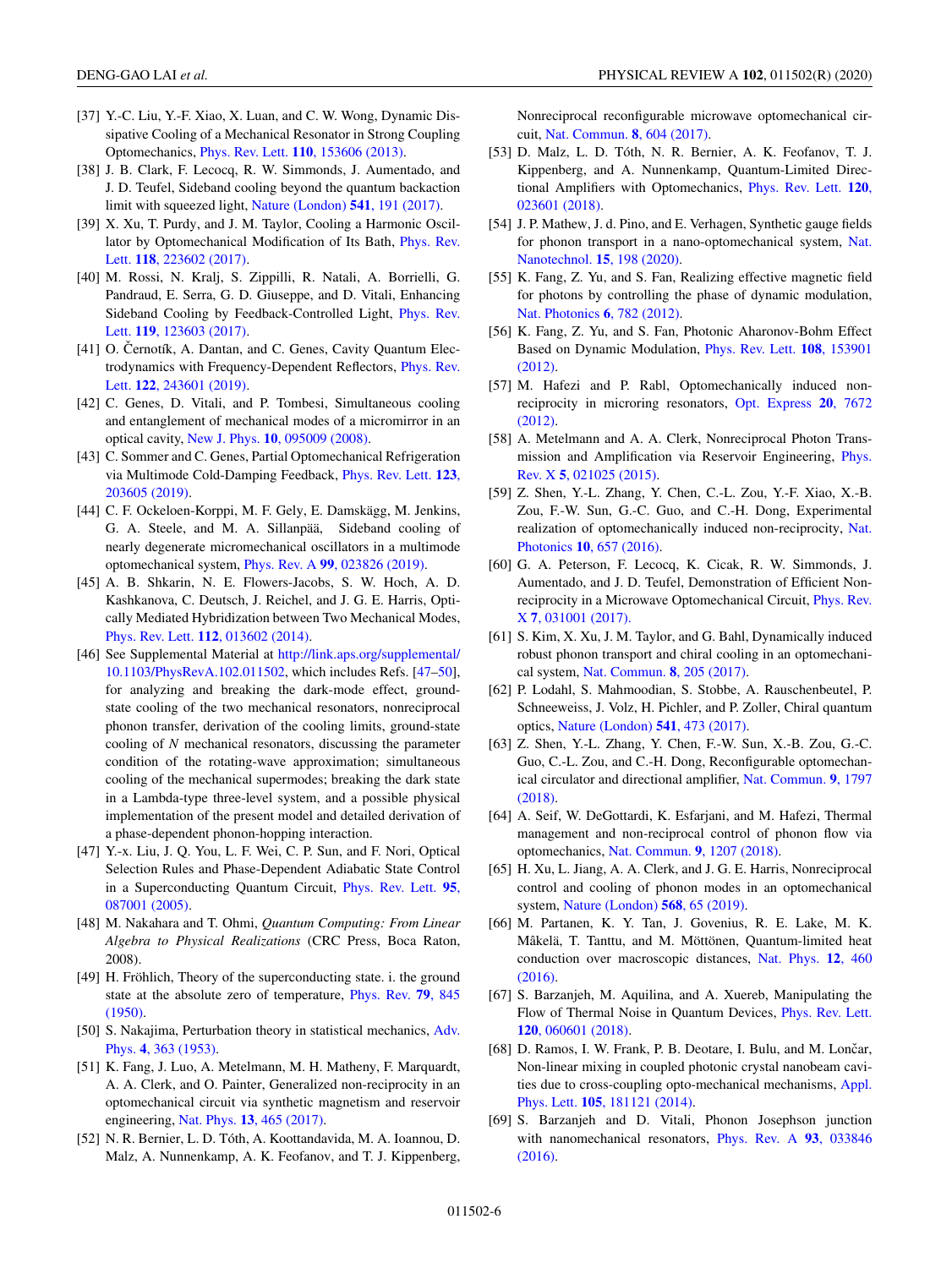[37] Y.-C. Liu, Y.-F. Xiao, X. Luan, and C. W. Wong, Dynamic Dissipative Cooling of a Mechanical Resonator in Strong Coupling Optomechanics, Phys. Rev. Lett. **110**, 153606 (2013).

[38] J. B. Clark, F. Lecocq, R. W. Simmonds, J. Aumentado, and J. D. Teufel, Sideband cooling beyond the quantum backaction limit with squeezed light, Nature (London) **541**, 191 (2017).

[39] X. Xu, T. Purdy, and J. M. Taylor, Cooling a Harmonic Oscillator by Optomechanical Modification of Its Bath, Phys. Rev. Lett. **118**, 223602 (2017).

[40] M. Rossi, N. Kralj, S. Zippilli, R. Natali, A. Borrielli, G. Pandraud, E. Serra, G. D. Giuseppe, and D. Vitali, Enhancing Sideband Cooling by Feedback-Controlled Light, Phys. Rev. Lett. **119**, 123603 (2017).

[41] O. Černotík, A. Dantan, and C. Genes, Cavity Quantum Electrodynamics with Frequency-Dependent Reflectors, Phys. Rev. Lett. **122**, 243601 (2019).

[42] C. Genes, D. Vitali, and P. Tombesi, Simultaneous cooling and entanglement of mechanical modes of a micromirror in an optical cavity, New J. Phys. **10**, 095009 (2008).

[43] C. Sommer and C. Genes, Partial Optomechanical Refrigeration via Multimode Cold-Damping Feedback, Phys. Rev. Lett. **123**, 203605 (2019).

[44] C. F. Ockeloen-Korppi, M. F. Gely, E. Damskägg, M. Jenkins, G. A. Steele, and M. A. Sillanpää, Sideband cooling of nearly degenerate micromechanical oscillators in a multimode optomechanical system, Phys. Rev. A **99**, 023826 (2019).

[45] A. B. Shkarin, N. E. Flowers-Jacobs, S. W. Hoch, A. D. Kashkanova, C. Deutsch, J. Reichel, and J. G. E. Harris, Optically Mediated Hybridization between Two Mechanical Modes, Phys. Rev. Lett. **112**, 013602 (2014).

[46] See Supplemental Material at http://link.aps.org/supplemental/10.1103/PhysRevA.102.011502, which includes Refs. [47–50], for analyzing and breaking the dark-mode effect, ground-state cooling of the two mechanical resonators, nonreciprocal phonon transfer, derivation of the cooling limits, ground-state cooling of $N$ mechanical resonators, discussing the parameter condition of the rotating-wave approximation; simultaneous cooling of the mechanical supermodes; breaking the dark state in a Lambda-type three-level system, and a possible physical implementation of the present model and detailed derivation of a phase-dependent phonon-hopping interaction.

[47] Y.-x. Liu, J. Q. You, L. F. Wei, C. P. Sun, and F. Nori, Optical Selection Rules and Phase-Dependent Adiabatic State Control in a Superconducting Quantum Circuit, Phys. Rev. Lett. **95**, 087001 (2005).

[48] M. Nakahara and T. Ohmi, *Quantum Computing: From Linear Algebra to Physical Realizations* (CRC Press, Boca Raton, 2008).

[49] H. Fröhlich, Theory of the superconducting state. i. the ground state at the absolute zero of temperature, Phys. Rev. **79**, 845 (1950).

[50] S. Nakajima, Perturbation theory in statistical mechanics, Adv. Phys. **4**, 363 (1953).

[51] K. Fang, J. Luo, A. Metelmann, M. H. Matheny, F. Marquardt, A. A. Clerk, and O. Painter, Generalized non-reciprocity in an optomechanical circuit via synthetic magnetism and reservoir engineering, Nat. Phys. **13**, 465 (2017).

[52] N. R. Bernier, L. D. Tóth, A. Koottandavida, M. A. Ioannou, D. Malz, A. Nunnenkamp, A. K. Feofanov, and T. J. Kippenberg, Nonreciprocal reconfigurable microwave optomechanical circuit, Nat. Commun. **8**, 604 (2017).

[53] D. Malz, L. D. Tóth, N. R. Bernier, A. K. Feofanov, T. J. Kippenberg, and A. Nunnenkamp, Quantum-Limited Directional Amplifiers with Optomechanics, Phys. Rev. Lett. **120**, 023601 (2018).

[54] J. P. Mathew, J. d. Pino, and E. Verhagen, Synthetic gauge fields for phonon transport in a nano-optomechanical system, Nat. Nanotechnol. **15**, 198 (2020).

[55] K. Fang, Z. Yu, and S. Fan, Realizing effective magnetic field for photons by controlling the phase of dynamic modulation, Nat. Photonics **6**, 782 (2012).

[56] K. Fang, Z. Yu, and S. Fan, Photonic Aharonov-Bohm Effect Based on Dynamic Modulation, Phys. Rev. Lett. **108**, 153901 (2012).

[57] M. Hafezi and P. Rabl, Optomechanically induced nonreciprocity in microring resonators, Opt. Express **20**, 7672 (2012).

[58] A. Metelmann and A. A. Clerk, Nonreciprocal Photon Transmission and Amplification via Reservoir Engineering, Phys. Rev. X **5**, 021025 (2015).

[59] Z. Shen, Y.-L. Zhang, Y. Chen, C.-L. Zou, Y.-F. Xiao, X.-B. Zou, F.-W. Sun, G.-C. Guo, and C.-H. Dong, Experimental realization of optomechanically induced non-reciprocity, Nat. Photonics **10**, 657 (2016).

[60] G. A. Peterson, F. Lecocq, K. Cicak, R. W. Simmonds, J. Aumentado, and J. D. Teufel, Demonstration of Efficient Nonreciprocity in a Microwave Optomechanical Circuit, Phys. Rev. X **7**, 031001 (2017).

[61] S. Kim, X. Xu, J. M. Taylor, and G. Bahl, Dynamically induced robust phonon transport and chiral cooling in an optomechanical system, Nat. Commun. **8**, 205 (2017).

[62] P. Lodahl, S. Mahmoodian, S. Stobbe, A. Rauschenbeutel, P. Schneeweiss, J. Volz, H. Pichler, and P. Zoller, Chiral quantum optics, Nature (London) **541**, 473 (2017).

[63] Z. Shen, Y.-L. Zhang, Y. Chen, F.-W. Sun, X.-B. Zou, G.-C. Guo, C.-L. Zou, and C.-H. Dong, Reconfigurable optomechanical circulator and directional amplifier, Nat. Commun. **9**, 1797 (2018).

[64] A. Seif, W. DeGottardi, K. Esfarjani, and M. Hafezi, Thermal management and non-reciprocal control of phonon flow via optomechanics, Nat. Commun. **9**, 1207 (2018).

[65] H. Xu, L. Jiang, A. A. Clerk, and J. G. E. Harris, Nonreciprocal control and cooling of phonon modes in an optomechanical system, Nature (London) **568**, 65 (2019).

[66] M. Partanen, K. Y. Tan, J. Govenius, R. E. Lake, M. K. Mäkelä, T. Tanttu, and M. Möttönen, Quantum-limited heat conduction over macroscopic distances, Nat. Phys. **12**, 460 (2016).

[67] S. Barzanjeh, M. Aquilina, and A. Xuereb, Manipulating the Flow of Thermal Noise in Quantum Devices, Phys. Rev. Lett. **120**, 060601 (2018).

[68] D. Ramos, I. W. Frank, P. B. Deotare, I. Bulu, and M. Lončar, Non-linear mixing in coupled photonic crystal nanobeam cavities due to cross-coupling opto-mechanical mechanisms, Appl. Phys. Lett. **105**, 181121 (2014).

[69] S. Barzanjeh and D. Vitali, Phonon Josephson junction with nanomechanical resonators, Phys. Rev. A **93**, 033846 (2016).